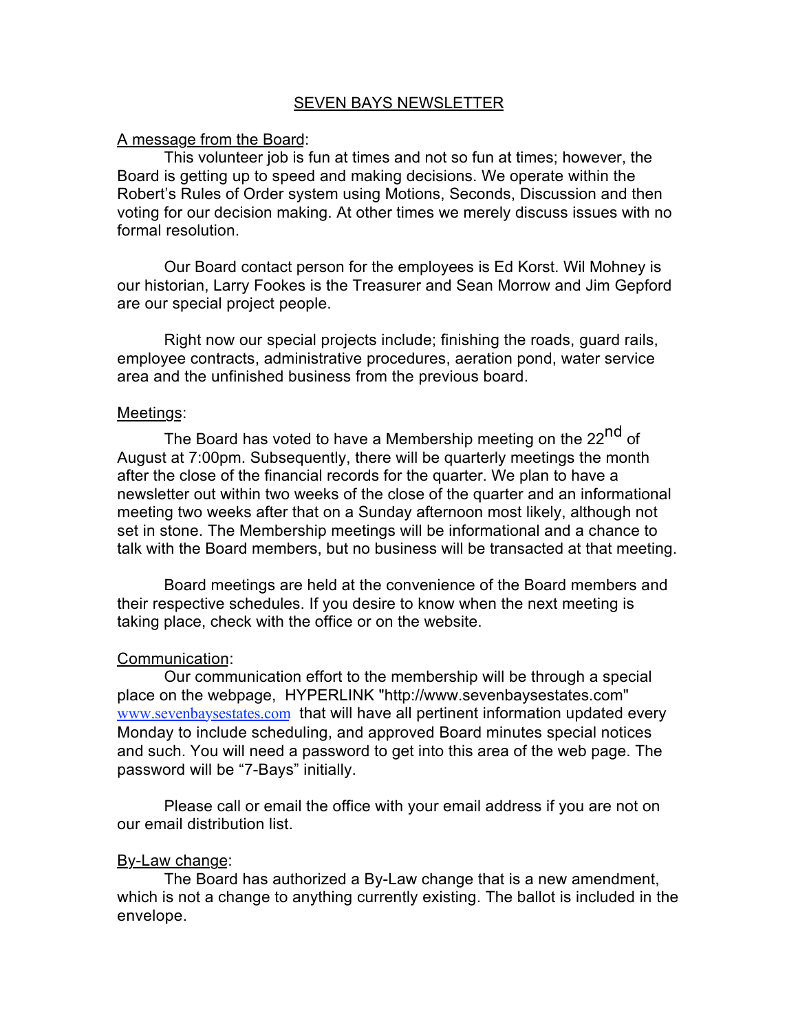# SEVEN BAYS NEWSLETTER

A message from the Board:

This volunteer job is fun at times and not so fun at times; however, the Board is getting up to speed and making decisions. We operate within the Robert's Rules of Order system using Motions, Seconds, Discussion and then voting for our decision making. At other times we merely discuss issues with no formal resolution.

Our Board contact person for the employees is Ed Korst. Wil Mohney is our historian, Larry Fookes is the Treasurer and Sean Morrow and Jim Gepford are our special project people.

Right now our special projects include; finishing the roads, guard rails, employee contracts, administrative procedures, aeration pond, water service area and the unfinished business from the previous board.

Meetings:

The Board has voted to have a Membership meeting on the 22nd of August at 7:00pm. Subsequently, there will be quarterly meetings the month after the close of the financial records for the quarter. We plan to have a newsletter out within two weeks of the close of the quarter and an informational meeting two weeks after that on a Sunday afternoon most likely, although not set in stone. The Membership meetings will be informational and a chance to talk with the Board members, but no business will be transacted at that meeting.

Board meetings are held at the convenience of the Board members and their respective schedules. If you desire to know when the next meeting is taking place, check with the office or on the website.

Communication:

Our communication effort to the membership will be through a special place on the webpage, HYPERLINK "http://www.sevenbaysestates.com" www.sevenbaysestates.com that will have all pertinent information updated every Monday to include scheduling, and approved Board minutes special notices and such. You will need a password to get into this area of the web page. The password will be "7-Bays" initially.

Please call or email the office with your email address if you are not on our email distribution list.

By-Law change:

The Board has authorized a By-Law change that is a new amendment, which is not a change to anything currently existing. The ballot is included in the envelope.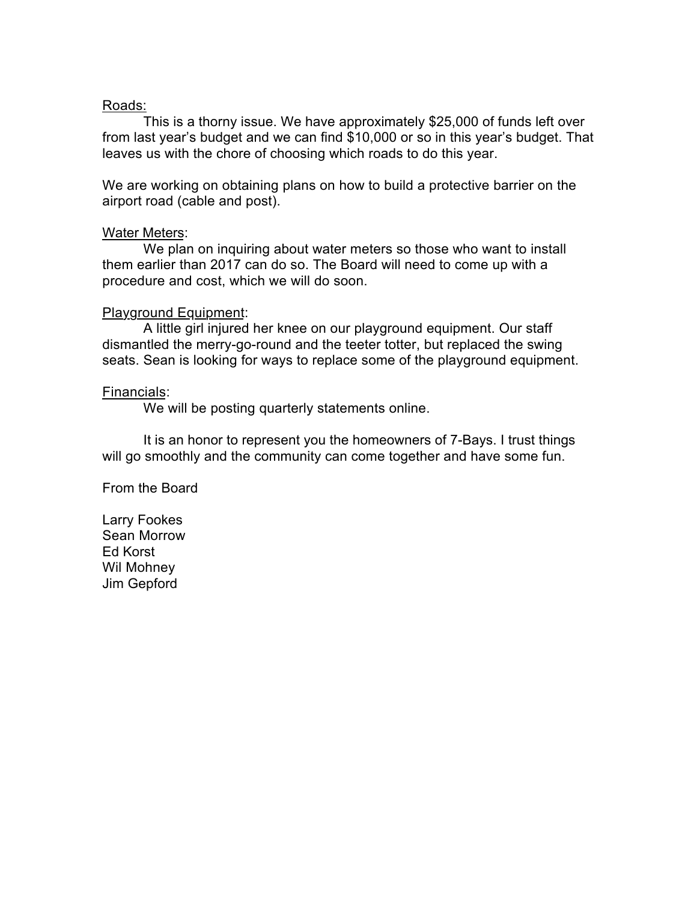Roads:

This is a thorny issue. We have approximately $25,000 of funds left over from last year's budget and we can find $10,000 or so in this year's budget. That leaves us with the chore of choosing which roads to do this year.

We are working on obtaining plans on how to build a protective barrier on the airport road (cable and post).

Water Meters:

We plan on inquiring about water meters so those who want to install them earlier than 2017 can do so. The Board will need to come up with a procedure and cost, which we will do soon.

Playground Equipment:

A little girl injured her knee on our playground equipment. Our staff dismantled the merry-go-round and the teeter totter, but replaced the swing seats. Sean is looking for ways to replace some of the playground equipment.

Financials:

We will be posting quarterly statements online.

It is an honor to represent you the homeowners of 7-Bays. I trust things will go smoothly and the community can come together and have some fun.

From the Board

Larry Fookes  
Sean Morrow  
Ed Korst  
Wil Mohney  
Jim Gepford